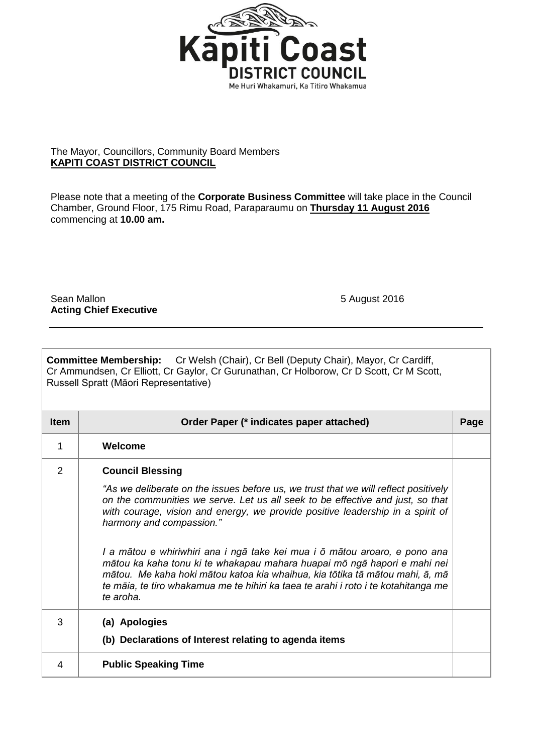**Kāpiti Coast DISTRICT COUNCIL**

Me Huri Whakamuri, Ka Titiro Whakamua

The Mayor, Councillors, Community Board Members
**KAPITI COAST DISTRICT COUNCIL**

Please note that a meeting of the **Corporate Business Committee** will take place in the Council Chamber, Ground Floor, 175 Rimu Road, Paraparaumu on **Thursday 11 August 2016** commencing at **10.00 am.**

Sean Mallon
**Acting Chief Executive**

5 August 2016

**Committee Membership:** Cr Welsh (Chair), Cr Bell (Deputy Chair), Mayor, Cr Cardiff, Cr Ammundsen, Cr Elliott, Cr Gaylor, Cr Gurunathan, Cr Holborow, Cr D Scott, Cr M Scott, Russell Spratt (Māori Representative)

| Item | Order Paper (* indicates paper attached) | Page |
|---|---|---|
| 1 | **Welcome** | |
| 2 | **Council Blessing**<br><br>*"As we deliberate on the issues before us, we trust that we will reflect positively on the communities we serve. Let us all seek to be effective and just, so that with courage, vision and energy, we provide positive leadership in a spirit of harmony and compassion."*<br><br>*I a mātou e whiriwhiri ana i ngā take kei mua i ō mātou aroaro, e pono ana mātou ka kaha tonu ki te whakapau mahara huapai mō ngā hapori e mahi nei mātou. Me kaha hoki mātou katoa kia whaihua, kia tōtika tā mātou mahi, ā, mā te māia, te tiro whakamua me te hihiri ka taea te arahi i roto i te kotahitanga me te aroha.* | |
| 3 | **(a) Apologies**<br><br>**(b) Declarations of Interest relating to agenda items** | |
| 4 | **Public Speaking Time** | |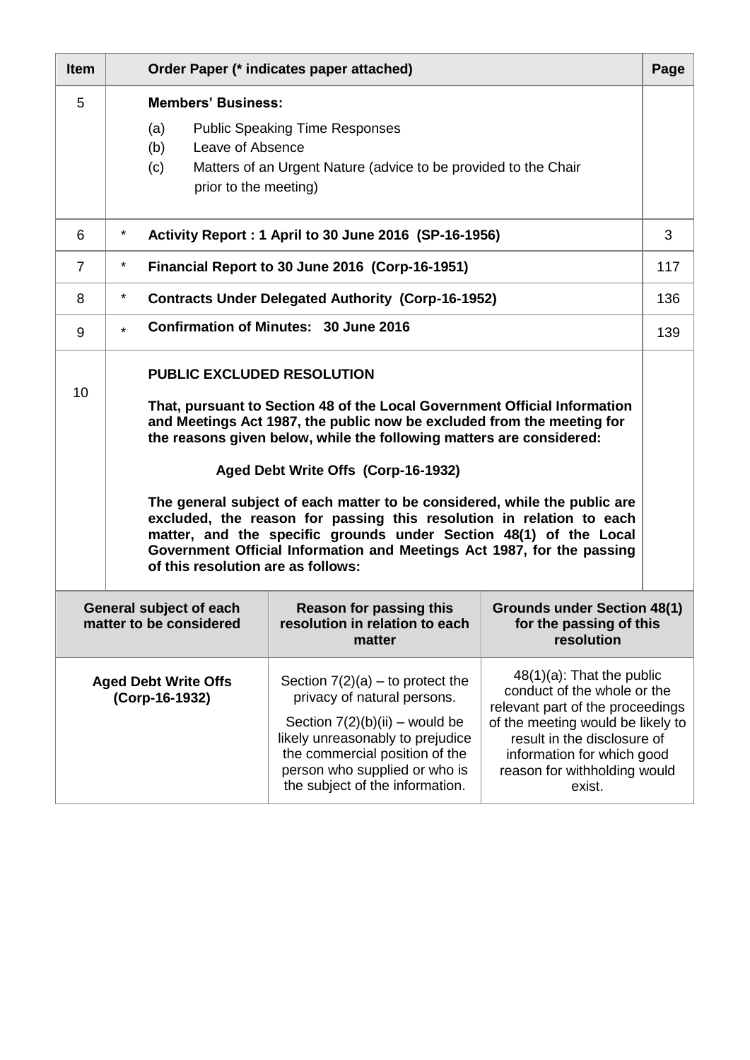| Item | Order Paper (* indicates paper attached) | Page |
|---|---|---|
| 5 | **Members' Business:**<br>(a) Public Speaking Time Responses<br>(b) Leave of Absence<br>(c) Matters of an Urgent Nature (advice to be provided to the Chair prior to the meeting) | |
| 6 | * **Activity Report : 1 April to 30 June 2016 (SP-16-1956)** | 3 |
| 7 | * **Financial Report to 30 June 2016 (Corp-16-1951)** | 117 |
| 8 | * **Contracts Under Delegated Authority (Corp-16-1952)** | 136 |
| 9 | * **Confirmation of Minutes: 30 June 2016** | 139 |
| 10 | **PUBLIC EXCLUDED RESOLUTION**<br><br>**That, pursuant to Section 48 of the Local Government Official Information and Meetings Act 1987, the public now be excluded from the meeting for the reasons given below, while the following matters are considered:**<br><br>**Aged Debt Write Offs (Corp-16-1932)**<br><br>**The general subject of each matter to be considered, while the public are excluded, the reason for passing this resolution in relation to each matter, and the specific grounds under Section 48(1) of the Local Government Official Information and Meetings Act 1987, for the passing of this resolution are as follows:** | |

| General subject of each matter to be considered | Reason for passing this resolution in relation to each matter | Grounds under Section 48(1) for the passing of this resolution |
|---|---|---|
| **Aged Debt Write Offs (Corp-16-1932)** | Section 7(2)(a) – to protect the privacy of natural persons.<br><br>Section 7(2)(b)(ii) – would be likely unreasonably to prejudice the commercial position of the person who supplied or who is the subject of the information. | 48(1)(a): That the public conduct of the whole or the relevant part of the proceedings of the meeting would be likely to result in the disclosure of information for which good reason for withholding would exist. |